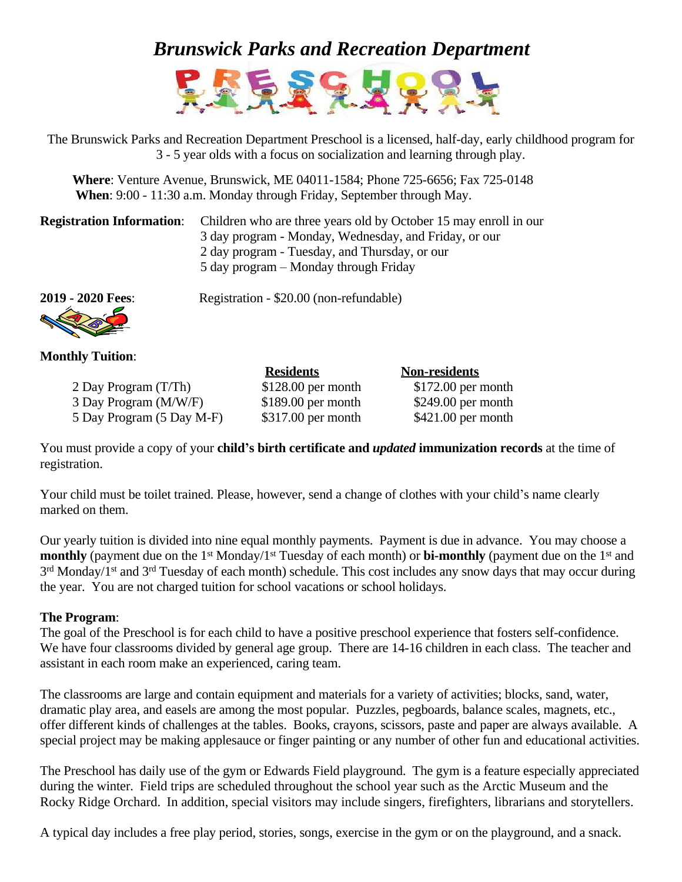# *Brunswick Parks and Recreation Department*

## PRESCHOOL

The Brunswick Parks and Recreation Department Preschool is a licensed, half-day, early childhood program for 3 - 5 year olds with a focus on socialization and learning through play.

**Where**: Venture Avenue, Brunswick, ME 04011-1584; Phone 725-6656; Fax 725-0148
**When**: 9:00 - 11:30 a.m. Monday through Friday, September through May.

**Registration Information**: Children who are three years old by October 15 may enroll in our 3 day program - Monday, Wednesday, and Friday, or our 2 day program - Tuesday, and Thursday, or our 5 day program – Monday through Friday

**2019 - 2020 Fees**: Registration - $20.00 (non-refundable)

**Monthly Tuition**:

| | Residents | Non-residents |
|---|---|---|
| 2 Day Program (T/Th) | $128.00 per month | $172.00 per month |
| 3 Day Program (M/W/F) | $189.00 per month | $249.00 per month |
| 5 Day Program (5 Day M-F) | $317.00 per month | $421.00 per month |

You must provide a copy of your **child's birth certificate and *updated* immunization records** at the time of registration.

Your child must be toilet trained. Please, however, send a change of clothes with your child's name clearly marked on them.

Our yearly tuition is divided into nine equal monthly payments. Payment is due in advance. You may choose a **monthly** (payment due on the 1st Monday/1st Tuesday of each month) or **bi-monthly** (payment due on the 1st and 3rd Monday/1st and 3rd Tuesday of each month) schedule. This cost includes any snow days that may occur during the year. You are not charged tuition for school vacations or school holidays.

**The Program**:
The goal of the Preschool is for each child to have a positive preschool experience that fosters self-confidence. We have four classrooms divided by general age group. There are 14-16 children in each class. The teacher and assistant in each room make an experienced, caring team.

The classrooms are large and contain equipment and materials for a variety of activities; blocks, sand, water, dramatic play area, and easels are among the most popular. Puzzles, pegboards, balance scales, magnets, etc., offer different kinds of challenges at the tables. Books, crayons, scissors, paste and paper are always available. A special project may be making applesauce or finger painting or any number of other fun and educational activities.

The Preschool has daily use of the gym or Edwards Field playground. The gym is a feature especially appreciated during the winter. Field trips are scheduled throughout the school year such as the Arctic Museum and the Rocky Ridge Orchard. In addition, special visitors may include singers, firefighters, librarians and storytellers.

A typical day includes a free play period, stories, songs, exercise in the gym or on the playground, and a snack.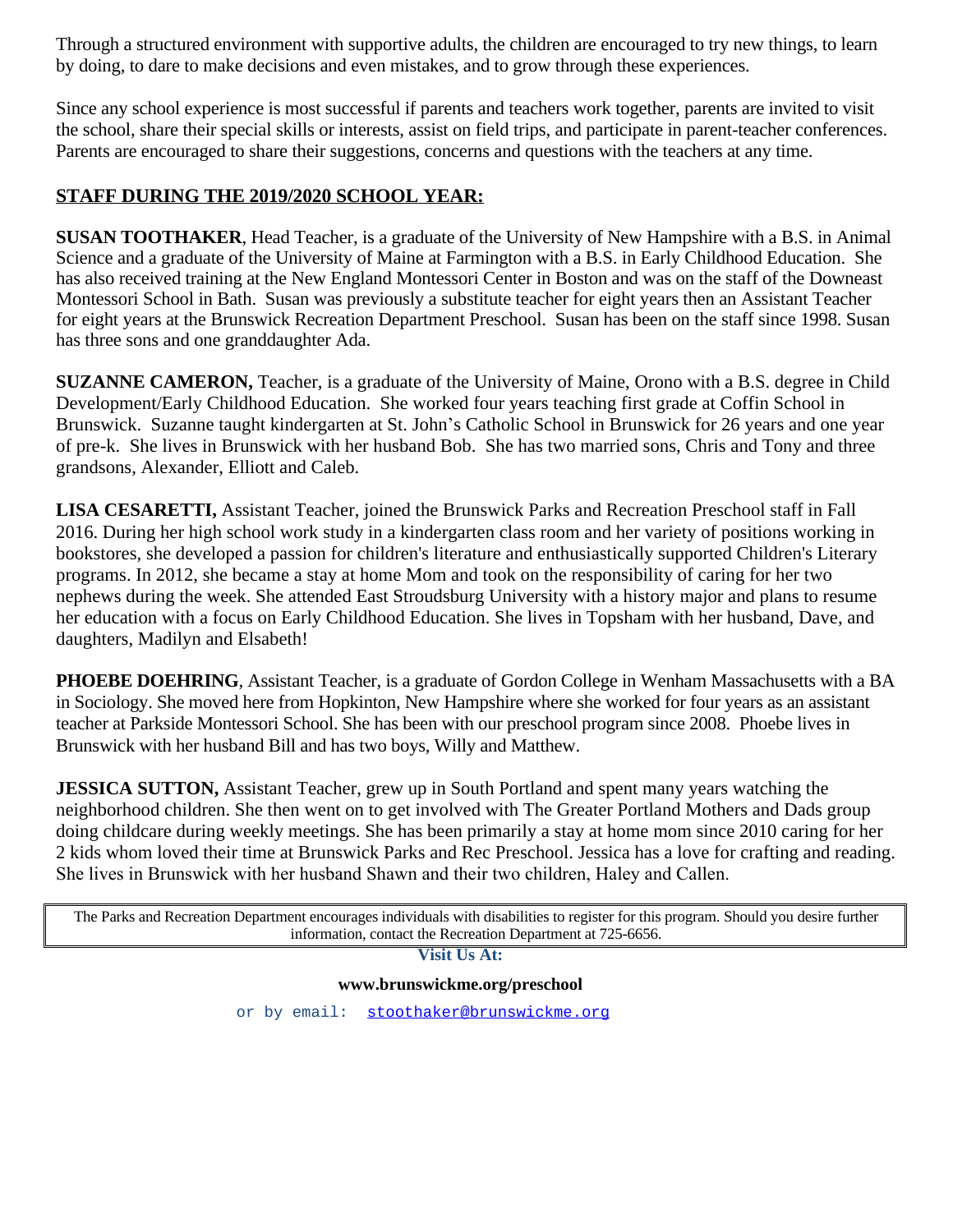Through a structured environment with supportive adults, the children are encouraged to try new things, to learn by doing, to dare to make decisions and even mistakes, and to grow through these experiences.

Since any school experience is most successful if parents and teachers work together, parents are invited to visit the school, share their special skills or interests, assist on field trips, and participate in parent-teacher conferences. Parents are encouraged to share their suggestions, concerns and questions with the teachers at any time.

## STAFF DURING THE 2019/2020 SCHOOL YEAR:

**SUSAN TOOTHAKER**, Head Teacher, is a graduate of the University of New Hampshire with a B.S. in Animal Science and a graduate of the University of Maine at Farmington with a B.S. in Early Childhood Education. She has also received training at the New England Montessori Center in Boston and was on the staff of the Downeast Montessori School in Bath. Susan was previously a substitute teacher for eight years then an Assistant Teacher for eight years at the Brunswick Recreation Department Preschool. Susan has been on the staff since 1998. Susan has three sons and one granddaughter Ada.

**SUZANNE CAMERON,** Teacher, is a graduate of the University of Maine, Orono with a B.S. degree in Child Development/Early Childhood Education. She worked four years teaching first grade at Coffin School in Brunswick. Suzanne taught kindergarten at St. John's Catholic School in Brunswick for 26 years and one year of pre-k. She lives in Brunswick with her husband Bob. She has two married sons, Chris and Tony and three grandsons, Alexander, Elliott and Caleb.

**LISA CESARETTI,** Assistant Teacher, joined the Brunswick Parks and Recreation Preschool staff in Fall 2016. During her high school work study in a kindergarten class room and her variety of positions working in bookstores, she developed a passion for children's literature and enthusiastically supported Children's Literary programs. In 2012, she became a stay at home Mom and took on the responsibility of caring for her two nephews during the week. She attended East Stroudsburg University with a history major and plans to resume her education with a focus on Early Childhood Education. She lives in Topsham with her husband, Dave, and daughters, Madilyn and Elsabeth!

**PHOEBE DOEHRING**, Assistant Teacher, is a graduate of Gordon College in Wenham Massachusetts with a BA in Sociology. She moved here from Hopkinton, New Hampshire where she worked for four years as an assistant teacher at Parkside Montessori School. She has been with our preschool program since 2008. Phoebe lives in Brunswick with her husband Bill and has two boys, Willy and Matthew.

**JESSICA SUTTON,** Assistant Teacher, grew up in South Portland and spent many years watching the neighborhood children. She then went on to get involved with The Greater Portland Mothers and Dads group doing childcare during weekly meetings. She has been primarily a stay at home mom since 2010 caring for her 2 kids whom loved their time at Brunswick Parks and Rec Preschool. Jessica has a love for crafting and reading. She lives in Brunswick with her husband Shawn and their two children, Haley and Callen.

The Parks and Recreation Department encourages individuals with disabilities to register for this program. Should you desire further information, contact the Recreation Department at 725-6656.

**Visit Us At:**

**www.brunswickme.org/preschool**

or by email: stoothaker@brunswickme.org